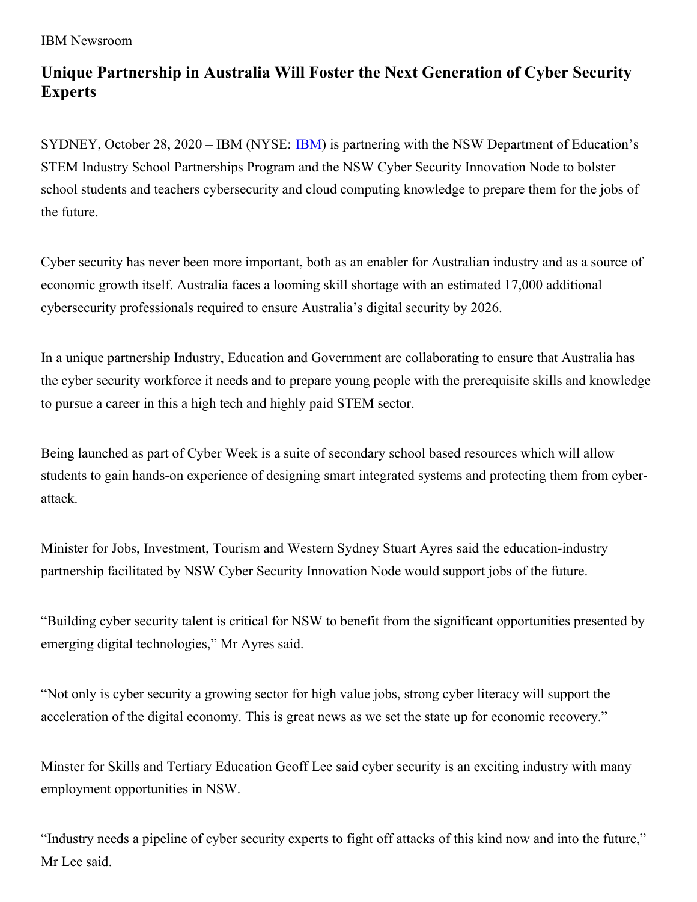IBM Newsroom

# Unique Partnership in Australia Will Foster the Next Generation of Cyber Security Experts

SYDNEY, October 28, 2020 – IBM (NYSE: IBM) is partnering with the NSW Department of Education's STEM Industry School Partnerships Program and the NSW Cyber Security Innovation Node to bolster school students and teachers cybersecurity and cloud computing knowledge to prepare them for the jobs of the future.

Cyber security has never been more important, both as an enabler for Australian industry and as a source of economic growth itself. Australia faces a looming skill shortage with an estimated 17,000 additional cybersecurity professionals required to ensure Australia's digital security by 2026.

In a unique partnership Industry, Education and Government are collaborating to ensure that Australia has the cyber security workforce it needs and to prepare young people with the prerequisite skills and knowledge to pursue a career in this a high tech and highly paid STEM sector.

Being launched as part of Cyber Week is a suite of secondary school based resources which will allow students to gain hands-on experience of designing smart integrated systems and protecting them from cyber-attack.

Minister for Jobs, Investment, Tourism and Western Sydney Stuart Ayres said the education-industry partnership facilitated by NSW Cyber Security Innovation Node would support jobs of the future.

"Building cyber security talent is critical for NSW to benefit from the significant opportunities presented by emerging digital technologies," Mr Ayres said.

"Not only is cyber security a growing sector for high value jobs, strong cyber literacy will support the acceleration of the digital economy. This is great news as we set the state up for economic recovery."

Minster for Skills and Tertiary Education Geoff Lee said cyber security is an exciting industry with many employment opportunities in NSW.

"Industry needs a pipeline of cyber security experts to fight off attacks of this kind now and into the future," Mr Lee said.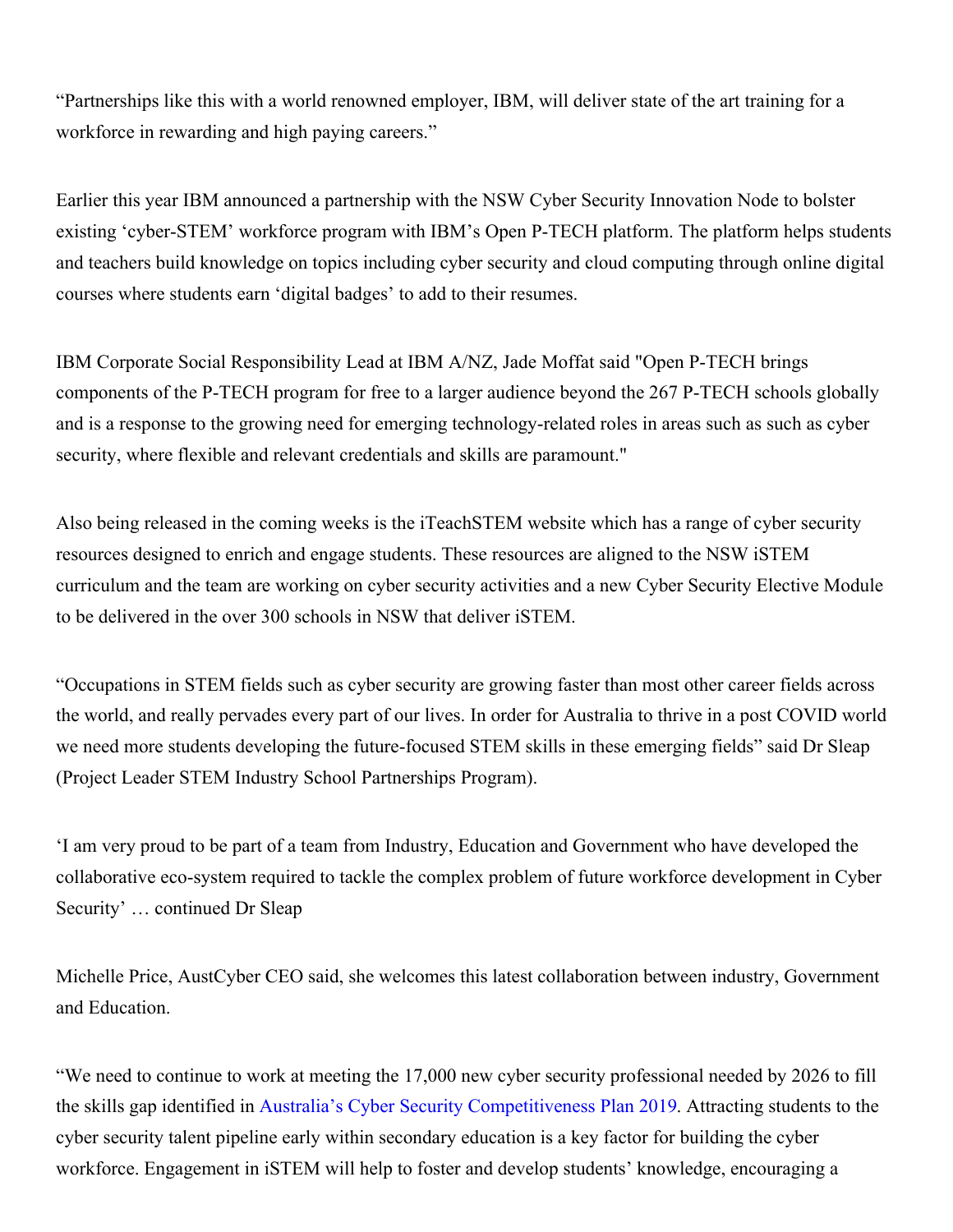“Partnerships like this with a world renowned employer, IBM, will deliver state of the art training for a workforce in rewarding and high paying careers.”

Earlier this year IBM announced a partnership with the NSW Cyber Security Innovation Node to bolster existing ‘cyber-STEM’ workforce program with IBM’s Open P-TECH platform. The platform helps students and teachers build knowledge on topics including cyber security and cloud computing through online digital courses where students earn ‘digital badges’ to add to their resumes.

IBM Corporate Social Responsibility Lead at IBM A/NZ, Jade Moffat said "Open P-TECH brings components of the P-TECH program for free to a larger audience beyond the 267 P-TECH schools globally and is a response to the growing need for emerging technology-related roles in areas such as such as cyber security, where flexible and relevant credentials and skills are paramount."

Also being released in the coming weeks is the iTeachSTEM website which has a range of cyber security resources designed to enrich and engage students. These resources are aligned to the NSW iSTEM curriculum and the team are working on cyber security activities and a new Cyber Security Elective Module to be delivered in the over 300 schools in NSW that deliver iSTEM.

“Occupations in STEM fields such as cyber security are growing faster than most other career fields across the world, and really pervades every part of our lives. In order for Australia to thrive in a post COVID world we need more students developing the future-focused STEM skills in these emerging fields” said Dr Sleap (Project Leader STEM Industry School Partnerships Program).

‘I am very proud to be part of a team from Industry, Education and Government who have developed the collaborative eco-system required to tackle the complex problem of future workforce development in Cyber Security’ … continued Dr Sleap

Michelle Price, AustCyber CEO said, she welcomes this latest collaboration between industry, Government and Education.

“We need to continue to work at meeting the 17,000 new cyber security professional needed by 2026 to fill the skills gap identified in Australia’s Cyber Security Competitiveness Plan 2019. Attracting students to the cyber security talent pipeline early within secondary education is a key factor for building the cyber workforce. Engagement in iSTEM will help to foster and develop students’ knowledge, encouraging a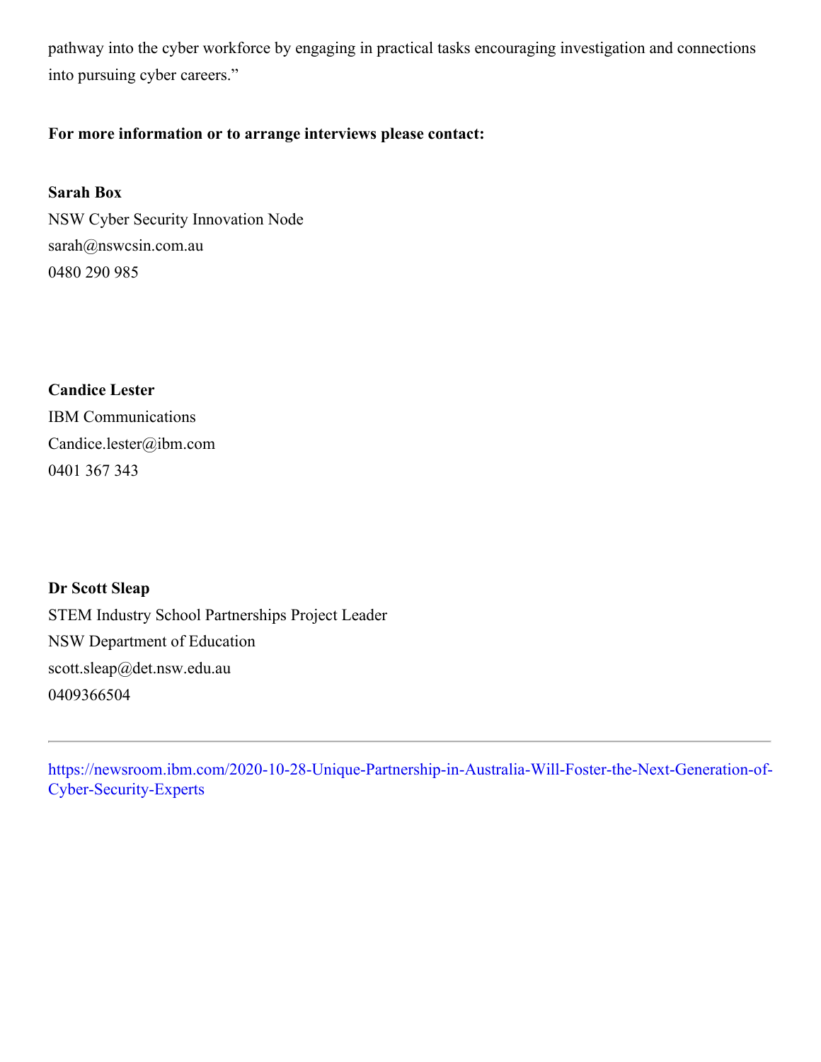pathway into the cyber workforce by engaging in practical tasks encouraging investigation and connections into pursuing cyber careers."

**For more information or to arrange interviews please contact:**

**Sarah Box**
NSW Cyber Security Innovation Node
sarah@nswcsin.com.au
0480 290 985

**Candice Lester**
IBM Communications
Candice.lester@ibm.com
0401 367 343

**Dr Scott Sleap**
STEM Industry School Partnerships Project Leader
NSW Department of Education
scott.sleap@det.nsw.edu.au
0409366504

---

https://newsroom.ibm.com/2020-10-28-Unique-Partnership-in-Australia-Will-Foster-the-Next-Generation-of-Cyber-Security-Experts